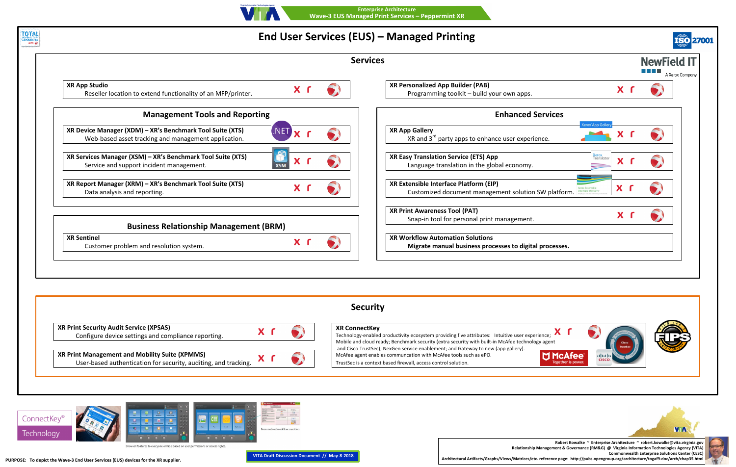Enterprise Architecture
Wave-3 EUS Managed Print Services – Peppermint XR

# End User Services (EUS) – Managed Printing

## Services

**XR App Studio**
Reseller location to extend functionality of an MFP/printer.

**XR Personalized App Builder (PAB)**
Programming toolkit – build your own apps.

### Management Tools and Reporting

**XR Device Manager (XDM) – XR's Benchmark Tool Suite (XTS)**
Web-based asset tracking and management application.

**XR Services Manager (XSM) – XR's Benchmark Tool Suite (XTS)**
Service and support incident management.

**XR Report Manager (XRM) – XR's Benchmark Tool Suite (XTS)**
Data analysis and reporting.

### Business Relationship Management (BRM)

**XR Sentinel**
Customer problem and resolution system.

### Enhanced Services

**XR App Gallery**
XR and 3rd party apps to enhance user experience.

**XR Easy Translation Service (ETS) App**
Language translation in the global economy.

**XR Extensible Interface Platform (EIP)**
Customized document management solution SW platform.

**XR Print Awareness Tool (PAT)**
Snap-in tool for personal print management.

**XR Workflow Automation Solutions**
**Migrate manual business processes to digital processes.**

## Security

**XR Print Security Audit Service (XPSAS)**
Configure device settings and compliance reporting.

**XR Print Management and Mobility Suite (XPMMS)**
User-based authentication for security, auditing, and tracking.

**XR ConnectKey**
Technology-enabled productivity ecosystem providing five attributes: Intuitive user experience; Mobile and cloud ready; Benchmark security (extra security with built-in McAfee technology agent and Cisco TrustSec); NexGen service enablement; and Gateway to new (app gallery).
McAfee agent enables communction with McAfee tools such as ePO.
TrustSec is a context based firewall, access control solution.

PURPOSE: To depict the Wave-3 End User Services (EUS) devices for the XR supplier.

VITA Draft Discussion Document // May-8-2018

Robert Kowalke ~ Enterprise Architecture ~ robert.kowalke@vita.virginia.gov
Relationship Management & Governance (RM&G) @ Virginia Information Technologies Agency (VITA)
Commonwealth Enterprise Solutions Center (CESC)
Architectural Artifacts/Graphs/Views/Matrices/etc. reference page: http://pubs.opengroup.org/architecture/togaf9-doc/arch/chap35.html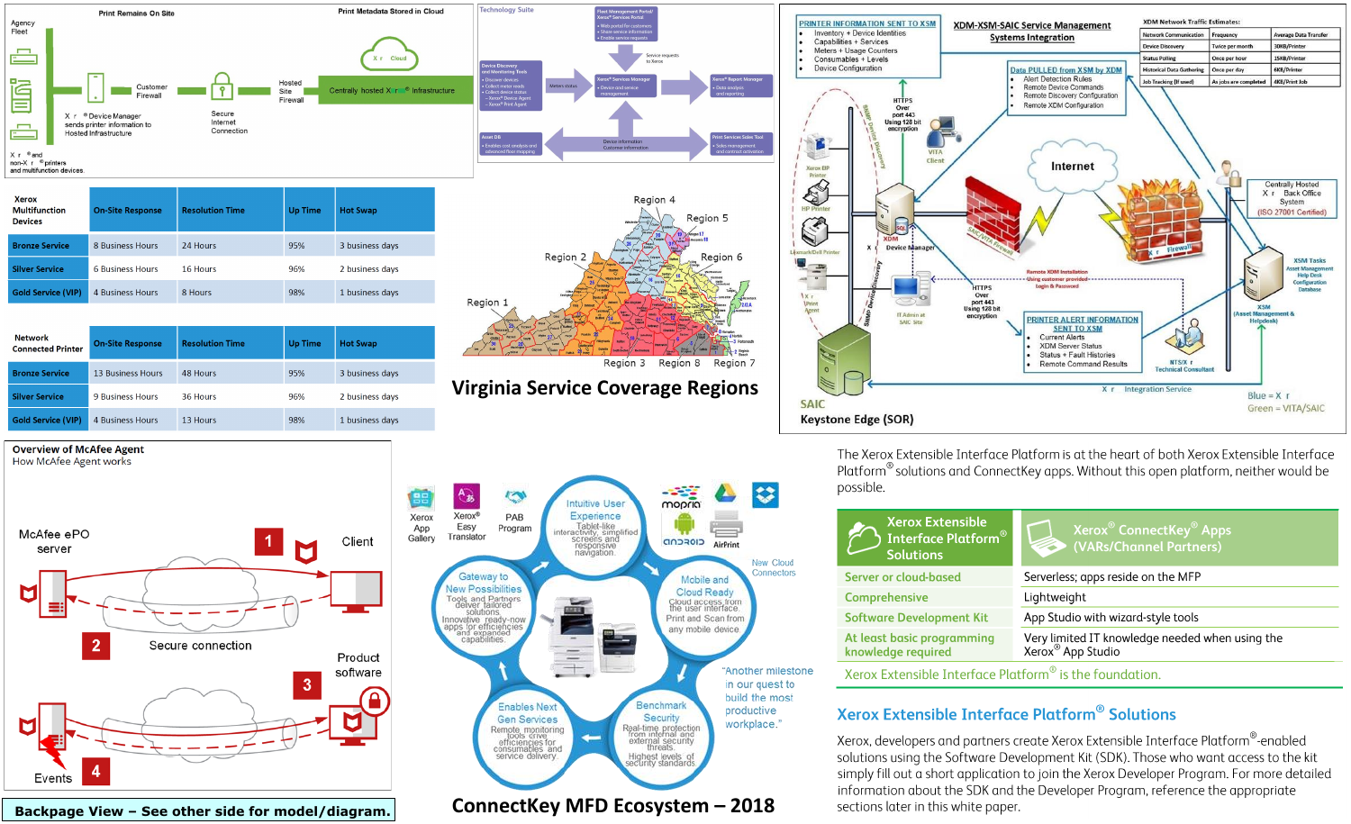Print Remains On Site

Print Metadata Stored in Cloud

Agency Fleet

Customer Firewall

Secure Internet Connection

Hosted Site Firewall

Centrally hosted Xerox® Infrastructure

Xerox® Device Manager sends printer information to Hosted Infrastructure

Xerox® and non-Xerox® printers and multifunction devices

| Xerox Multifunction Devices | On-Site Response | Resolution Time | Up Time | Hot Swap |
| --- | --- | --- | --- | --- |
| Bronze Service | 8 Business Hours | 24 Hours | 95% | 3 business days |
| Silver Service | 6 Business Hours | 16 Hours | 96% | 2 business days |
| Gold Service (VIP) | 4 Business Hours | 8 Hours | 98% | 1 business days |

| Network Connected Printer | On-Site Response | Resolution Time | Up Time | Hot Swap |
| --- | --- | --- | --- | --- |
| Bronze Service | 13 Business Hours | 48 Hours | 95% | 3 business days |
| Silver Service | 9 Business Hours | 36 Hours | 96% | 2 business days |
| Gold Service (VIP) | 4 Business Hours | 13 Hours | 98% | 1 business days |

Region 1 Region 2 Region 3 Region 4 Region 5 Region 6 Region 7 Region 8

**Virginia Service Coverage Regions**

## XDM-XSM-SAIC Service Management Systems Integration

PRINTER INFORMATION SENT TO XSM
- Inventory + Device Identities
- Capabilities + Services
- Meters + Usage Counters
- Consumables + Levels
- Device Configuration

Data PULLED from XSM by XDM
- Alert Detection Rules
- Remote Device Commands
- Remote Discovery Configuration
- Remote XDM Configuration

XDM Network Traffic Estimates:

| Network Communication | Frequency | Average Data Transfer |
| --- | --- | --- |
| Device Discovery | Twice per month | 30KB/Printer |
| Status Polling | Once per hour | 15KB/Printer |
| Historical Data Gathering | Once per day | 6KB/Printer |
| Job Tracking (if used) | As jobs are completed | 4KB/Print Job |

PRINTER ALERT INFORMATION SENT TO XSM
- Current Alerts
- XDM Server Status
- Status + Fault Histories
- Remote Command Results

Internet

Centrally Hosted Xerox Back Office System (ISO 27001 Certified)

HTTPS Over port 443 Using 128 bit encryption

SAIC Keystone Edge (SOR)

Blue = Xerox
Green = VITA/SAIC

## Overview of McAfee Agent

How McAfee Agent works

McAfee ePO server — Client — Secure connection — Product software — Events

**Backpage View – See other side for model/diagram.**

## ConnectKey MFD Ecosystem – 2018

Intuitive User Experience — Tablet-like interactivity, simplified screens and responsive navigation.

Mobile and Cloud Ready — Cloud access from the user interface. Print and Scan from any mobile device.

Benchmark Security — Real-time protection from internal and external security threats. Highest levels of security standards.

Enables Next Gen Services — Remote monitoring tools drive efficiencies for consumables and service delivery.

Gateway to New Possibilities — Tools and Partners deliver tailored solutions. Innovative, ready-now apps for efficiencies and expanded capabilities.

"Another milestone in our quest to build the most productive workplace."

The Xerox Extensible Interface Platform is at the heart of both Xerox Extensible Interface Platform® solutions and ConnectKey apps. Without this open platform, neither would be possible.

| Xerox Extensible Interface Platform® Solutions | Xerox® ConnectKey® Apps (VARs/Channel Partners) |
| --- | --- |
| Server or cloud-based | Serverless; apps reside on the MFP |
| Comprehensive | Lightweight |
| Software Development Kit | App Studio with wizard-style tools |
| At least basic programming knowledge required | Very limited IT knowledge needed when using the Xerox® App Studio |

Xerox Extensible Interface Platform® is the foundation.

### Xerox Extensible Interface Platform® Solutions

Xerox, developers and partners create Xerox Extensible Interface Platform®-enabled solutions using the Software Development Kit (SDK). Those who want access to the kit simply fill out a short application to join the Xerox Developer Program. For more detailed information about the SDK and the Developer Program, reference the appropriate sections later in this white paper.